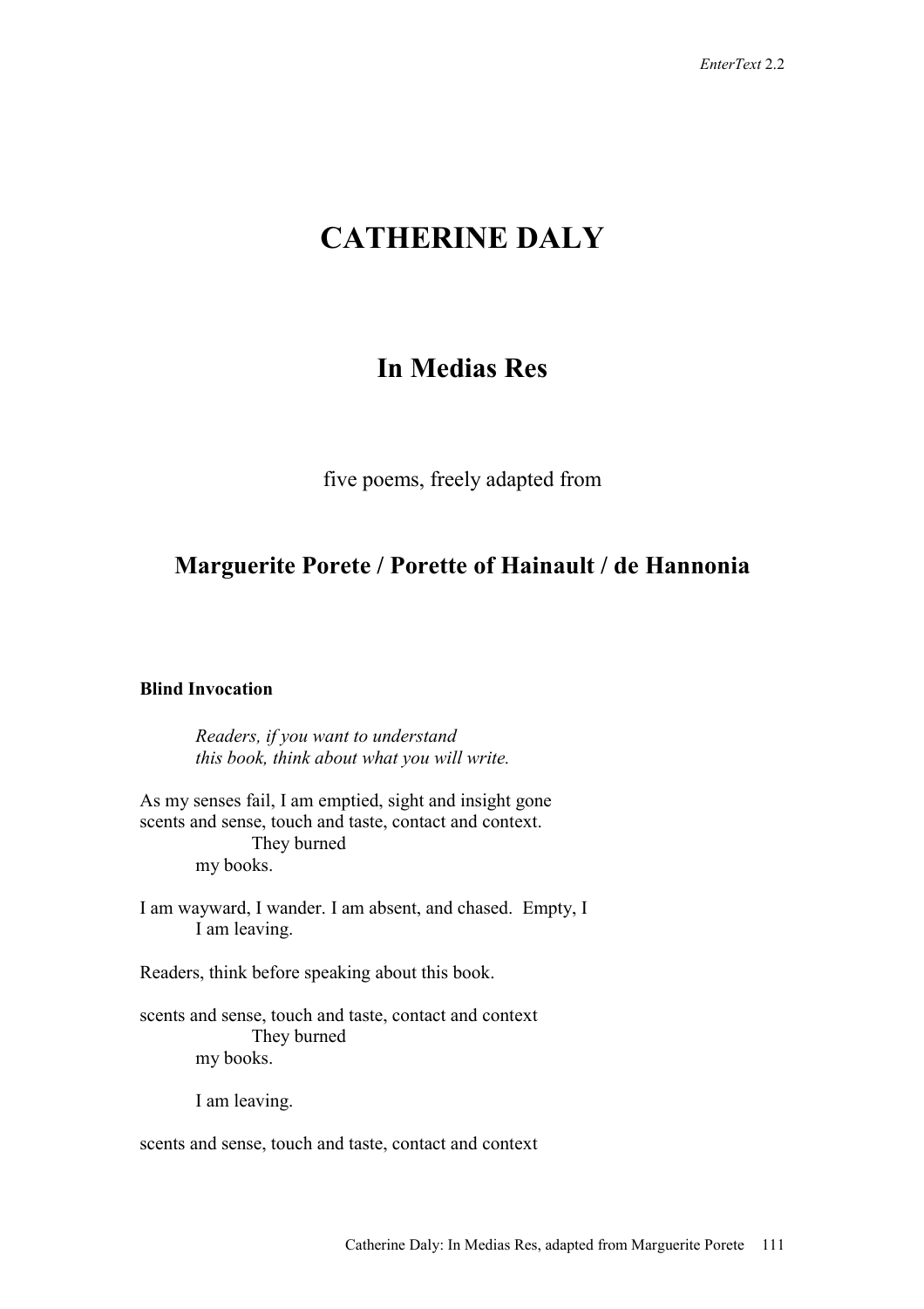# CATHERINE DALY

## In Medias Res

five poems, freely adapted from

## Marguerite Porete / Porette of Hainault / de Hannonia

**Blind Invocation**

> *Readers, if you want to understand*
> *this book, think about what you will write.*

As my senses fail, I am emptied, sight and insight gone
scents and sense, touch and taste, contact and context.
                    They burned
          my books.

I am wayward, I wander. I am absent, and chased.  Empty, I
          I am leaving.

Readers, think before speaking about this book.

scents and sense, touch and taste, contact and context
                    They burned
          my books.

          I am leaving.

scents and sense, touch and taste, contact and context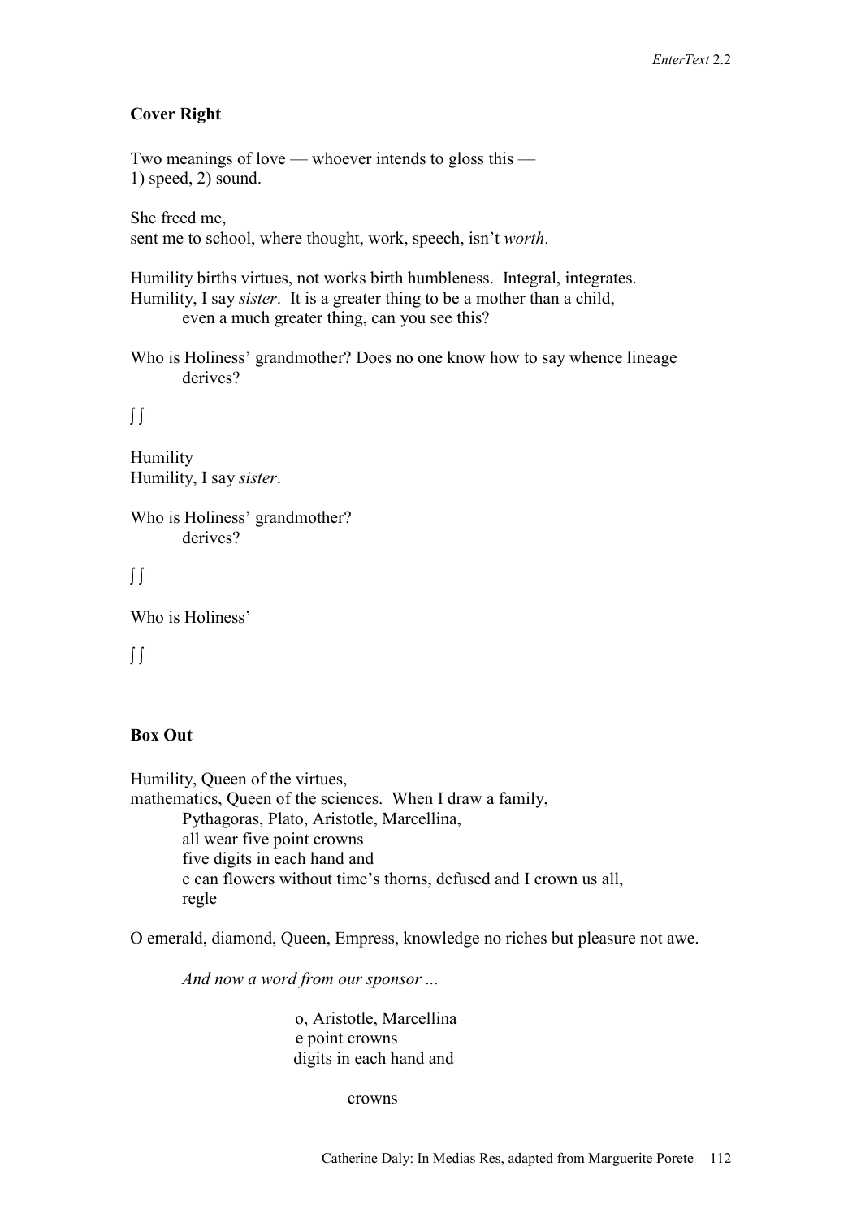**Cover Right**

Two meanings of love — whoever intends to gloss this —
1) speed, 2) sound.

She freed me,
sent me to school, where thought, work, speech, isn't *worth*.

Humility births virtues, not works birth humbleness. Integral, integrates.
Humility, I say *sister*. It is a greater thing to be a mother than a child,
    even a much greater thing, can you see this?

Who is Holiness' grandmother? Does no one know how to say whence lineage
    derives?

∫ ∫

Humility
Humility, I say *sister*.

Who is Holiness' grandmother?
    derives?

∫ ∫

Who is Holiness'

∫ ∫

**Box Out**

Humility, Queen of the virtues,
mathematics, Queen of the sciences. When I draw a family,
    Pythagoras, Plato, Aristotle, Marcellina,
    all wear five point crowns
    five digits in each hand and
    e can flowers without time's thorns, defused and I crown us all,
    regle

O emerald, diamond, Queen, Empress, knowledge no riches but pleasure not awe.

*And now a word from our sponsor ...*

        o, Aristotle, Marcellina
        e point crowns
        digits in each hand and

            crowns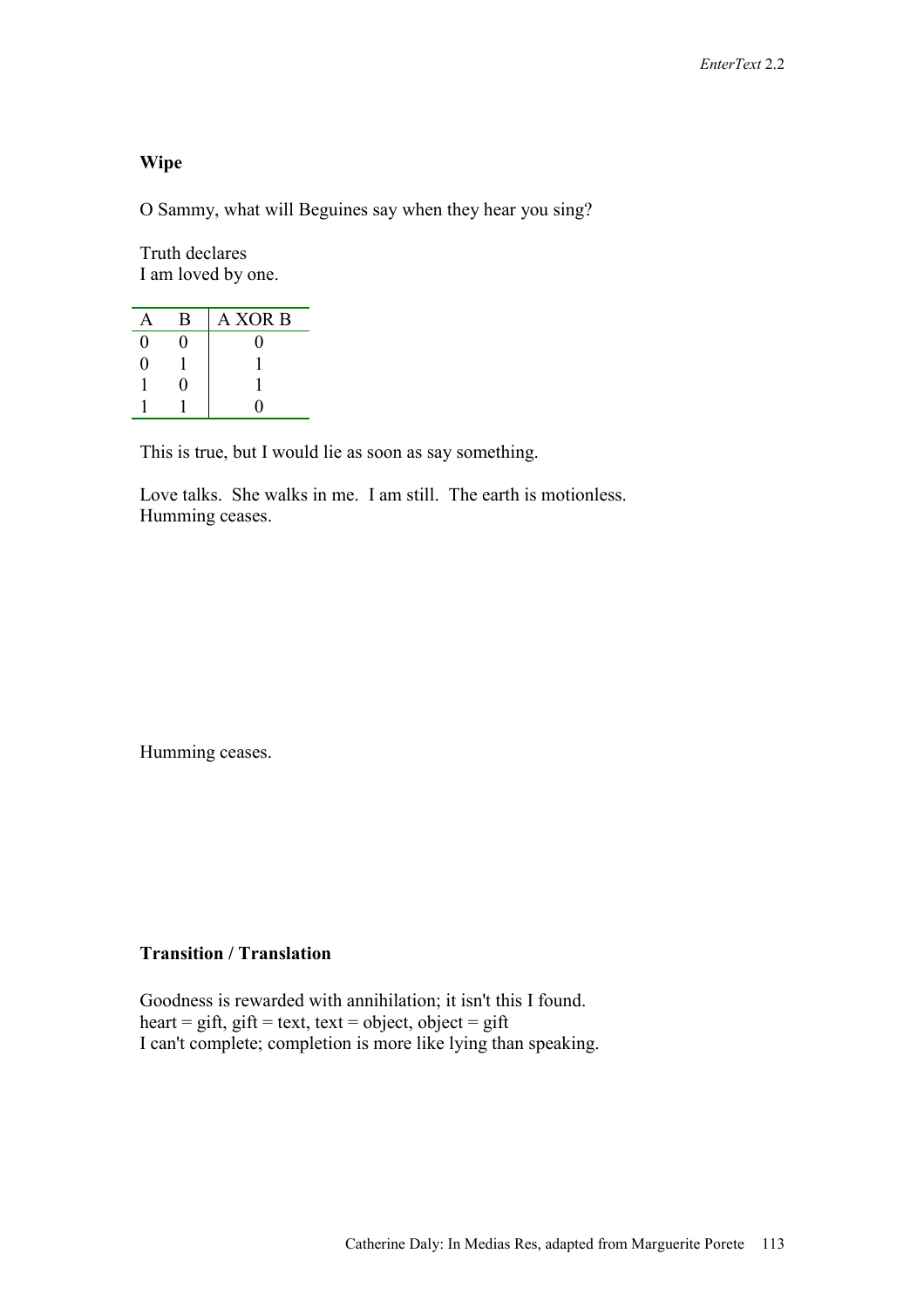**Wipe**

O Sammy, what will Beguines say when they hear you sing?

Truth declares
I am loved by one.

| A | B | A XOR B |
|---|---|---|
| 0 | 0 | 0 |
| 0 | 1 | 1 |
| 1 | 0 | 1 |
| 1 | 1 | 0 |

This is true, but I would lie as soon as say something.

Love talks. She walks in me. I am still. The earth is motionless.
Humming ceases.

Humming ceases.

**Transition / Translation**

Goodness is rewarded with annihilation; it isn't this I found.
heart = gift, gift = text, text = object, object = gift
I can't complete; completion is more like lying than speaking.